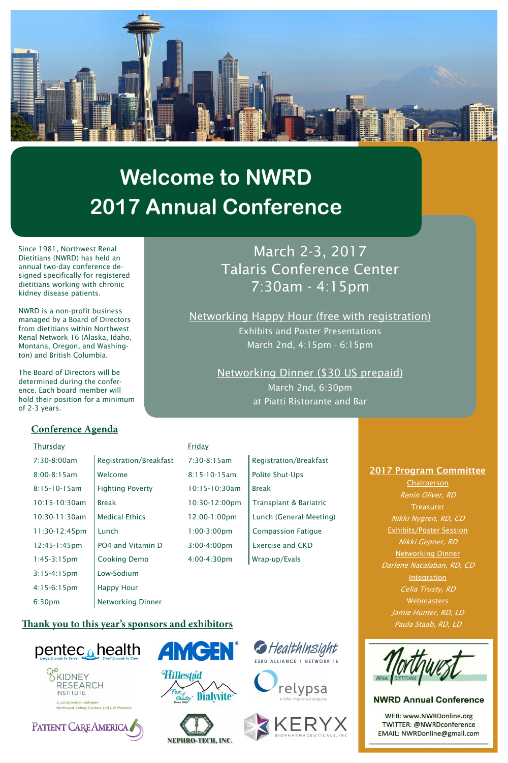# Welcome to NWRD 2017 Annual Conference

Since 1981, Northwest Renal Dietitians (NWRD) has held an annual two-day conference designed specifically for registered dietitians working with chronic kidney disease patients.

NWRD is a non-profit business managed by a Board of Directors from dietitians within Northwest Renal Network 16 (Alaska, Idaho, Montana, Oregon, and Washington) and British Columbia.

The Board of Directors will be determined during the conference. Each board member will hold their position for a minimum of 2-3 years.

March 2-3, 2017
Talaris Conference Center
7:30am - 4:15pm

Networking Happy Hour (free with registration)
Exhibits and Poster Presentations
March 2nd, 4:15pm - 6:15pm

Networking Dinner ($30 US prepaid)
March 2nd, 6:30pm
at Piatti Ristorante and Bar

## Conference Agenda

**Thursday**

| | |
|---|---|
| 7:30-8:00am | Registration/Breakfast |
| 8:00-8:15am | Welcome |
| 8:15-10-15am | Fighting Poverty |
| 10:15-10:30am | Break |
| 10:30-11:30am | Medical Ethics |
| 11:30-12:45pm | Lunch |
| 12:45-1:45pm | PO4 and Vitamin D |
| 1:45-3:15pm | Cooking Demo |
| 3:15-4:15pm | Low-Sodium |
| 4:15-6:15pm | Happy Hour |
| 6:30pm | Networking Dinner |

**Friday**

| | |
|---|---|
| 7:30-8:15am | Registration/Breakfast |
| 8:15-10-15am | Polite Shut-Ups |
| 10:15-10:30am | Break |
| 10:30-12:00pm | Transplant & Bariatric |
| 12:00-1:00pm | Lunch (General Meeting) |
| 1:00-3:00pm | Compassion Fatigue |
| 3:00-4:00pm | Exercise and CKD |
| 4:00-4:30pm | Wrap-up/Evals |

## 2017 Program Committee

Chairperson
*Renin Oliver, RD*

Treasurer
*Nikki Nygren, RD, CD*

Exhibits/Poster Session
*Nikki Gepner, RD*

Networking Dinner
*Darlene Nacalaban, RD, CD*

Integration
*Celia Trusty, RD*

Webmasters
*Jamie Hunter, RD, LD*
*Paula Staab, RD, LD*

## Thank you to this year's sponsors and exhibitors

pentec health — Large Enough to Serve, Small Enough to Care

AMGEN

HealthInsight — ESRD Alliance | Network 16

Kidney Research Institute — A collaboration between Northwest Kidney Centers and UW Medicine

Hillestad — Dialyvite

relypsa — A Vifor Pharma Company

Patient Care America

Nephro-Tech, Inc.

Keryx Biopharmaceuticals, Inc

Northwest Renal Dietitians

**NWRD Annual Conference**

WEB: www.NWRDonline.org
TWITTER: @NWRDconference
EMAIL: NWRDonline@gmail.com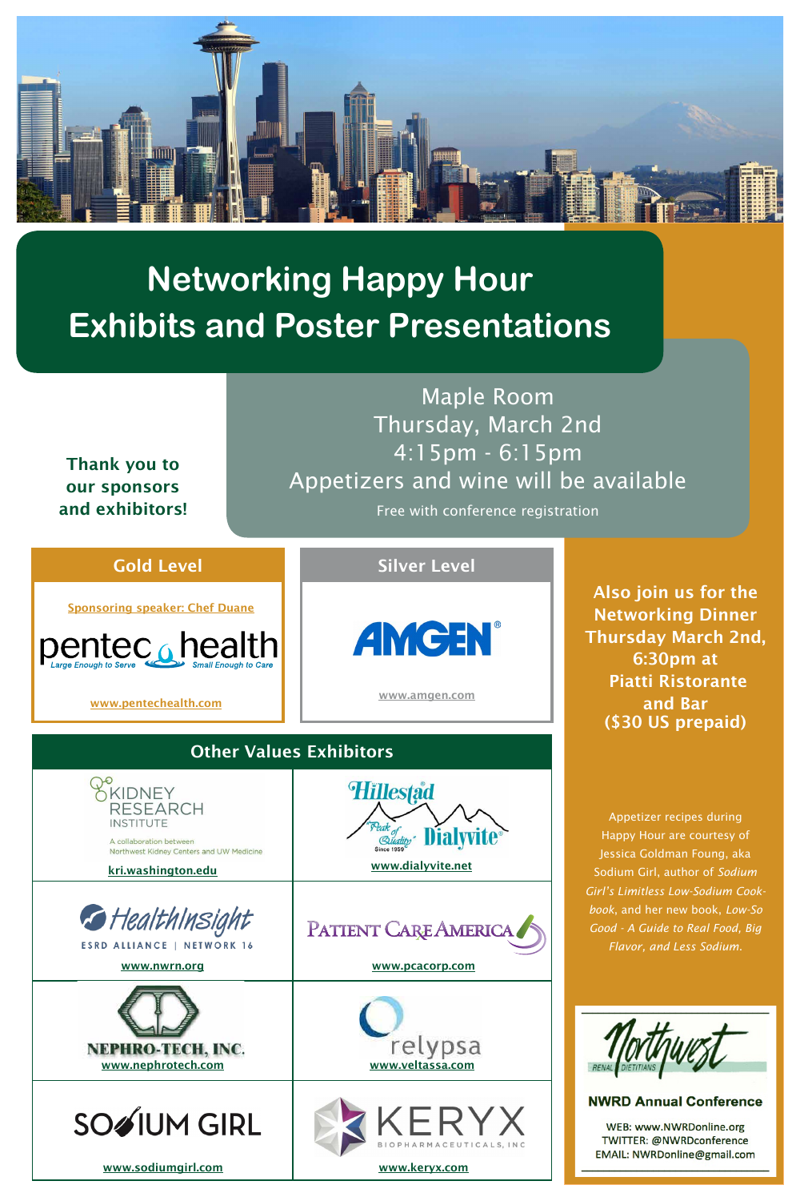# Networking Happy Hour
# Exhibits and Poster Presentations

Maple Room
Thursday, March 2nd
4:15pm - 6:15pm
Appetizers and wine will be available
Free with conference registration

**Thank you to our sponsors and exhibitors!**

## Gold Level

Sponsoring speaker: Chef Duane

pentec health — Large Enough to Serve — Small Enough to Care

www.pentechealth.com

## Silver Level

AMGEN®

www.amgen.com

## Other Values Exhibitors

| | |
|---|---|
| KIDNEY RESEARCH INSTITUTE — A collaboration between Northwest Kidney Centers and UW Medicine — kri.washington.edu | Hillestad — Peak of Quality Since 1959 — Dialyvite® — www.dialyvite.net |
| HealthInsight — ESRD ALLIANCE \| NETWORK 16 — www.nwrn.org | PATIENT CARE AMERICA — www.pcacorp.com |
| NEPHRO-TECH, INC. — www.nephrotech.com | relypsa — www.veltassa.com |
| SODIUM GIRL — www.sodiumgirl.com | KERYX BIOPHARMACEUTICALS, INC — www.keryx.com |

**Also join us for the Networking Dinner Thursday March 2nd, 6:30pm at Piatti Ristorante and Bar ($30 US prepaid)**

Appetizer recipes during Happy Hour are courtesy of Jessica Goldman Foung, aka Sodium Girl, author of *Sodium Girl's Limitless Low-Sodium Cookbook*, and her new book, *Low-So Good - A Guide to Real Food, Big Flavor, and Less Sodium.*

Northwest RENAL DIETITIANS

**NWRD Annual Conference**

WEB: www.NWRDonline.org
TWITTER: @NWRDconference
EMAIL: NWRDonline@gmail.com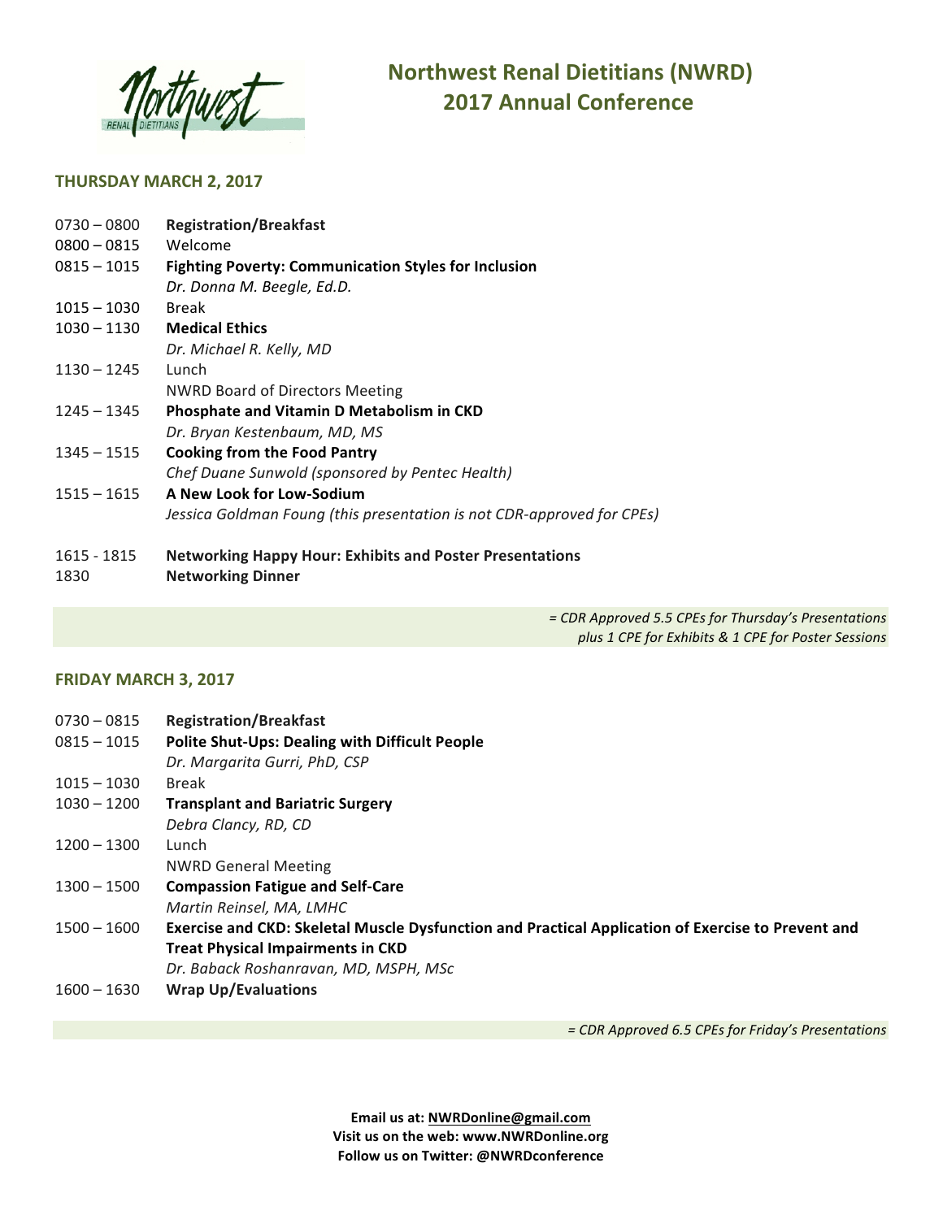# Northwest Renal Dietitians (NWRD) 2017 Annual Conference

## THURSDAY MARCH 2, 2017

| | |
|---|---|
| 0730 – 0800 | **Registration/Breakfast** |
| 0800 – 0815 | Welcome |
| 0815 – 1015 | **Fighting Poverty: Communication Styles for Inclusion**<br>*Dr. Donna M. Beegle, Ed.D.* |
| 1015 – 1030 | Break |
| 1030 – 1130 | **Medical Ethics**<br>*Dr. Michael R. Kelly, MD* |
| 1130 – 1245 | Lunch<br>NWRD Board of Directors Meeting |
| 1245 – 1345 | **Phosphate and Vitamin D Metabolism in CKD**<br>*Dr. Bryan Kestenbaum, MD, MS* |
| 1345 – 1515 | **Cooking from the Food Pantry**<br>*Chef Duane Sunwold (sponsored by Pentec Health)* |
| 1515 – 1615 | **A New Look for Low-Sodium**<br>*Jessica Goldman Foung (this presentation is not CDR-approved for CPEs)* |
| 1615 - 1815 | **Networking Happy Hour: Exhibits and Poster Presentations** |
| 1830 | **Networking Dinner** |

*= CDR Approved 5.5 CPEs for Thursday's Presentations plus 1 CPE for Exhibits & 1 CPE for Poster Sessions*

## FRIDAY MARCH 3, 2017

| | |
|---|---|
| 0730 – 0815 | **Registration/Breakfast** |
| 0815 – 1015 | **Polite Shut-Ups: Dealing with Difficult People**<br>*Dr. Margarita Gurri, PhD, CSP* |
| 1015 – 1030 | Break |
| 1030 – 1200 | **Transplant and Bariatric Surgery**<br>*Debra Clancy, RD, CD* |
| 1200 – 1300 | Lunch<br>NWRD General Meeting |
| 1300 – 1500 | **Compassion Fatigue and Self-Care**<br>*Martin Reinsel, MA, LMHC* |
| 1500 – 1600 | **Exercise and CKD: Skeletal Muscle Dysfunction and Practical Application of Exercise to Prevent and Treat Physical Impairments in CKD**<br>*Dr. Baback Roshanravan, MD, MSPH, MSc* |
| 1600 – 1630 | **Wrap Up/Evaluations** |

*= CDR Approved 6.5 CPEs for Friday's Presentations*

**Email us at: NWRDonline@gmail.com**
**Visit us on the web: www.NWRDonline.org**
**Follow us on Twitter: @NWRDconference**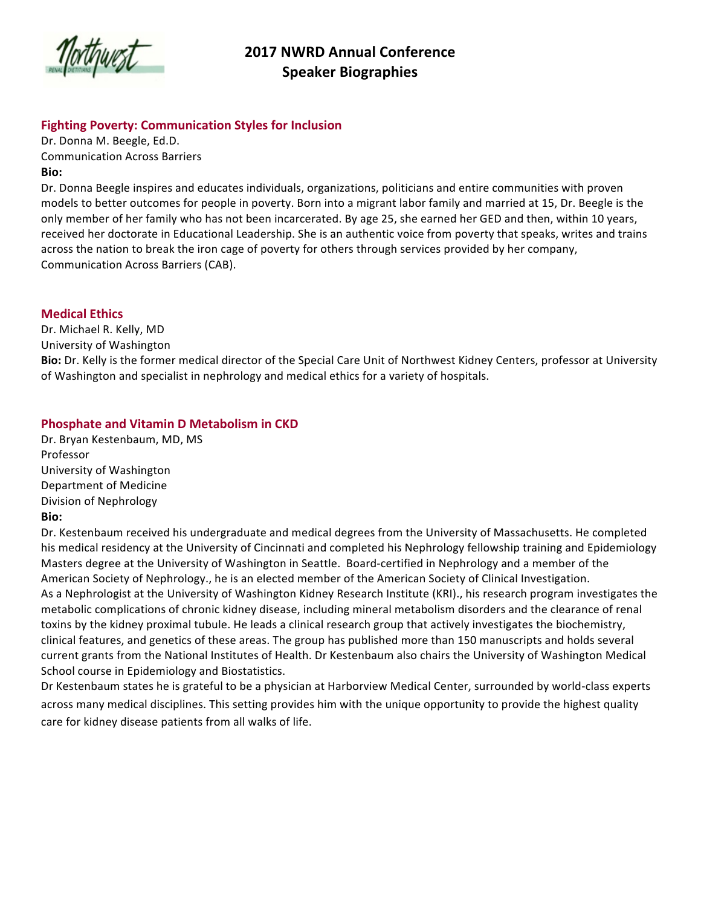# 2017 NWRD Annual Conference Speaker Biographies

## Fighting Poverty: Communication Styles for Inclusion

Dr. Donna M. Beegle, Ed.D.
Communication Across Barriers

**Bio:**

Dr. Donna Beegle inspires and educates individuals, organizations, politicians and entire communities with proven models to better outcomes for people in poverty. Born into a migrant labor family and married at 15, Dr. Beegle is the only member of her family who has not been incarcerated. By age 25, she earned her GED and then, within 10 years, received her doctorate in Educational Leadership. She is an authentic voice from poverty that speaks, writes and trains across the nation to break the iron cage of poverty for others through services provided by her company, Communication Across Barriers (CAB).

## Medical Ethics

Dr. Michael R. Kelly, MD
University of Washington

**Bio:** Dr. Kelly is the former medical director of the Special Care Unit of Northwest Kidney Centers, professor at University of Washington and specialist in nephrology and medical ethics for a variety of hospitals.

## Phosphate and Vitamin D Metabolism in CKD

Dr. Bryan Kestenbaum, MD, MS
Professor
University of Washington
Department of Medicine
Division of Nephrology

**Bio:**

Dr. Kestenbaum received his undergraduate and medical degrees from the University of Massachusetts. He completed his medical residency at the University of Cincinnati and completed his Nephrology fellowship training and Epidemiology Masters degree at the University of Washington in Seattle. Board-certified in Nephrology and a member of the American Society of Nephrology., he is an elected member of the American Society of Clinical Investigation.

As a Nephrologist at the University of Washington Kidney Research Institute (KRI)., his research program investigates the metabolic complications of chronic kidney disease, including mineral metabolism disorders and the clearance of renal toxins by the kidney proximal tubule. He leads a clinical research group that actively investigates the biochemistry, clinical features, and genetics of these areas. The group has published more than 150 manuscripts and holds several current grants from the National Institutes of Health. Dr Kestenbaum also chairs the University of Washington Medical School course in Epidemiology and Biostatistics.

Dr Kestenbaum states he is grateful to be a physician at Harborview Medical Center, surrounded by world-class experts across many medical disciplines. This setting provides him with the unique opportunity to provide the highest quality care for kidney disease patients from all walks of life.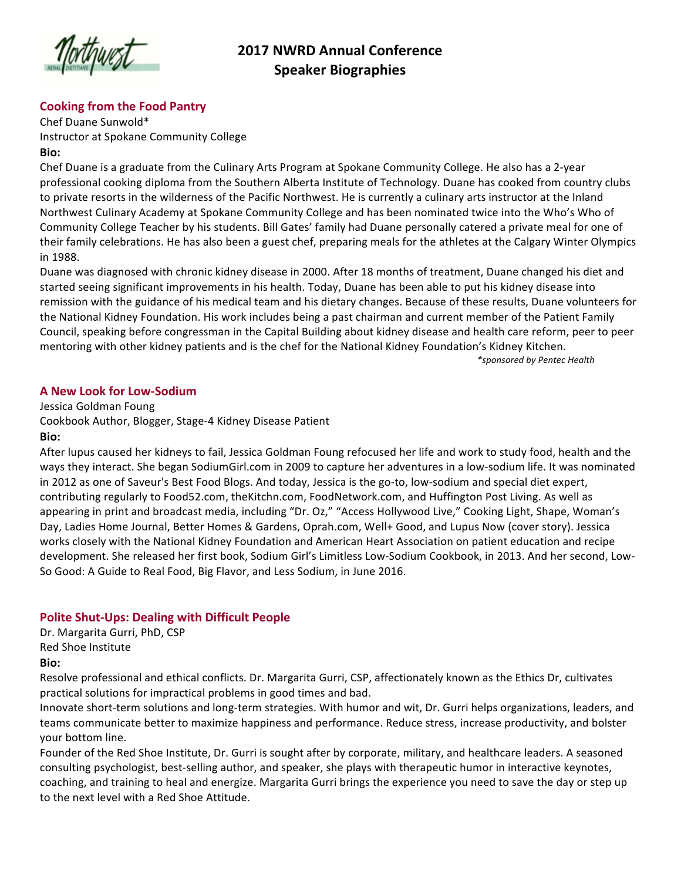# 2017 NWRD Annual Conference Speaker Biographies

## Cooking from the Food Pantry

Chef Duane Sunwold*

Instructor at Spokane Community College

**Bio:**

Chef Duane is a graduate from the Culinary Arts Program at Spokane Community College. He also has a 2-year professional cooking diploma from the Southern Alberta Institute of Technology. Duane has cooked from country clubs to private resorts in the wilderness of the Pacific Northwest. He is currently a culinary arts instructor at the Inland Northwest Culinary Academy at Spokane Community College and has been nominated twice into the Who's Who of Community College Teacher by his students. Bill Gates' family had Duane personally catered a private meal for one of their family celebrations. He has also been a guest chef, preparing meals for the athletes at the Calgary Winter Olympics in 1988.

Duane was diagnosed with chronic kidney disease in 2000. After 18 months of treatment, Duane changed his diet and started seeing significant improvements in his health. Today, Duane has been able to put his kidney disease into remission with the guidance of his medical team and his dietary changes. Because of these results, Duane volunteers for the National Kidney Foundation. His work includes being a past chairman and current member of the Patient Family Council, speaking before congressman in the Capital Building about kidney disease and health care reform, peer to peer mentoring with other kidney patients and is the chef for the National Kidney Foundation's Kidney Kitchen.

*\*sponsored by Pentec Health*

## A New Look for Low-Sodium

Jessica Goldman Foung

Cookbook Author, Blogger, Stage-4 Kidney Disease Patient

**Bio:**

After lupus caused her kidneys to fail, Jessica Goldman Foung refocused her life and work to study food, health and the ways they interact. She began SodiumGirl.com in 2009 to capture her adventures in a low-sodium life. It was nominated in 2012 as one of Saveur's Best Food Blogs. And today, Jessica is the go-to, low-sodium and special diet expert, contributing regularly to Food52.com, theKitchn.com, FoodNetwork.com, and Huffington Post Living. As well as appearing in print and broadcast media, including "Dr. Oz," "Access Hollywood Live," Cooking Light, Shape, Woman's Day, Ladies Home Journal, Better Homes & Gardens, Oprah.com, Well+ Good, and Lupus Now (cover story). Jessica works closely with the National Kidney Foundation and American Heart Association on patient education and recipe development. She released her first book, Sodium Girl's Limitless Low-Sodium Cookbook, in 2013. And her second, Low-So Good: A Guide to Real Food, Big Flavor, and Less Sodium, in June 2016.

## Polite Shut-Ups: Dealing with Difficult People

Dr. Margarita Gurri, PhD, CSP

Red Shoe Institute

**Bio:**

Resolve professional and ethical conflicts. Dr. Margarita Gurri, CSP, affectionately known as the Ethics Dr, cultivates practical solutions for impractical problems in good times and bad.

Innovate short-term solutions and long-term strategies. With humor and wit, Dr. Gurri helps organizations, leaders, and teams communicate better to maximize happiness and performance. Reduce stress, increase productivity, and bolster your bottom line.

Founder of the Red Shoe Institute, Dr. Gurri is sought after by corporate, military, and healthcare leaders. A seasoned consulting psychologist, best-selling author, and speaker, she plays with therapeutic humor in interactive keynotes, coaching, and training to heal and energize. Margarita Gurri brings the experience you need to save the day or step up to the next level with a Red Shoe Attitude.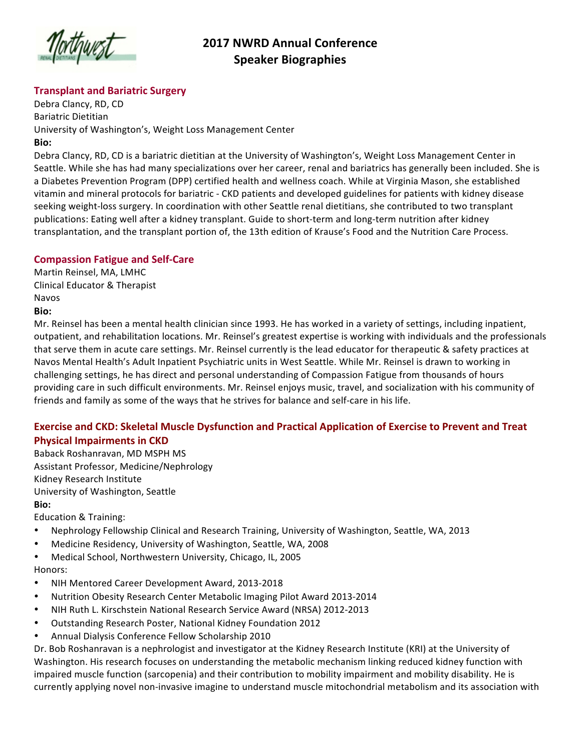# 2017 NWRD Annual Conference Speaker Biographies

## Transplant and Bariatric Surgery

Debra Clancy, RD, CD
Bariatric Dietitian
University of Washington's, Weight Loss Management Center

**Bio:**

Debra Clancy, RD, CD is a bariatric dietitian at the University of Washington's, Weight Loss Management Center in Seattle. While she has had many specializations over her career, renal and bariatrics has generally been included. She is a Diabetes Prevention Program (DPP) certified health and wellness coach. While at Virginia Mason, she established vitamin and mineral protocols for bariatric - CKD patients and developed guidelines for patients with kidney disease seeking weight-loss surgery. In coordination with other Seattle renal dietitians, she contributed to two transplant publications: Eating well after a kidney transplant. Guide to short-term and long-term nutrition after kidney transplantation, and the transplant portion of, the 13th edition of Krause's Food and the Nutrition Care Process.

## Compassion Fatigue and Self-Care

Martin Reinsel, MA, LMHC
Clinical Educator & Therapist
Navos

**Bio:**

Mr. Reinsel has been a mental health clinician since 1993. He has worked in a variety of settings, including inpatient, outpatient, and rehabilitation locations. Mr. Reinsel's greatest expertise is working with individuals and the professionals that serve them in acute care settings. Mr. Reinsel currently is the lead educator for therapeutic & safety practices at Navos Mental Health's Adult Inpatient Psychiatric units in West Seattle. While Mr. Reinsel is drawn to working in challenging settings, he has direct and personal understanding of Compassion Fatigue from thousands of hours providing care in such difficult environments. Mr. Reinsel enjoys music, travel, and socialization with his community of friends and family as some of the ways that he strives for balance and self-care in his life.

## Exercise and CKD: Skeletal Muscle Dysfunction and Practical Application of Exercise to Prevent and Treat Physical Impairments in CKD

Baback Roshanravan, MD MSPH MS
Assistant Professor, Medicine/Nephrology
Kidney Research Institute
University of Washington, Seattle

**Bio:**

Education & Training:

- Nephrology Fellowship Clinical and Research Training, University of Washington, Seattle, WA, 2013
- Medicine Residency, University of Washington, Seattle, WA, 2008
- Medical School, Northwestern University, Chicago, IL, 2005

Honors:

- NIH Mentored Career Development Award, 2013-2018
- Nutrition Obesity Research Center Metabolic Imaging Pilot Award 2013-2014
- NIH Ruth L. Kirschstein National Research Service Award (NRSA) 2012-2013
- Outstanding Research Poster, National Kidney Foundation 2012
- Annual Dialysis Conference Fellow Scholarship 2010

Dr. Bob Roshanravan is a nephrologist and investigator at the Kidney Research Institute (KRI) at the University of Washington. His research focuses on understanding the metabolic mechanism linking reduced kidney function with impaired muscle function (sarcopenia) and their contribution to mobility impairment and mobility disability. He is currently applying novel non-invasive imagine to understand muscle mitochondrial metabolism and its association with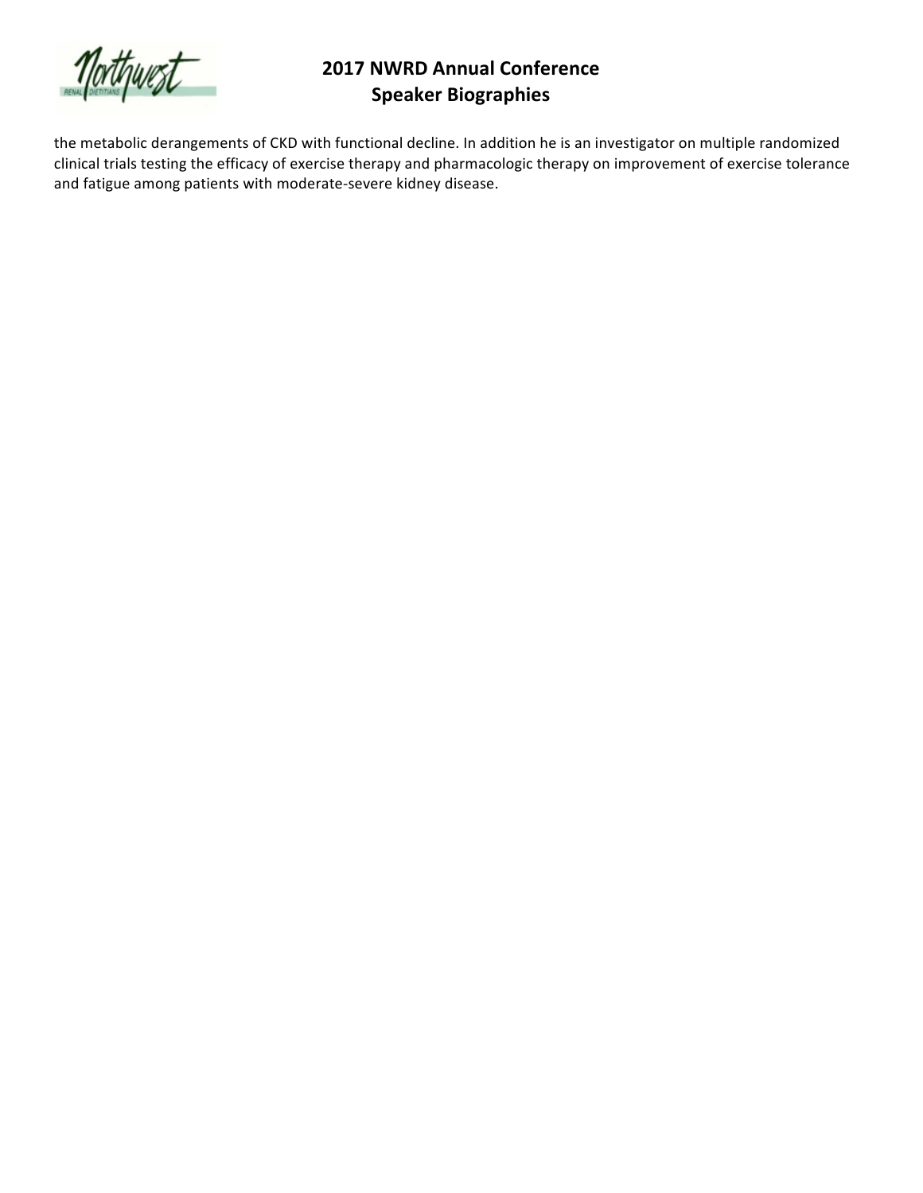the metabolic derangements of CKD with functional decline. In addition he is an investigator on multiple randomized clinical trials testing the efficacy of exercise therapy and pharmacologic therapy on improvement of exercise tolerance and fatigue among patients with moderate-severe kidney disease.